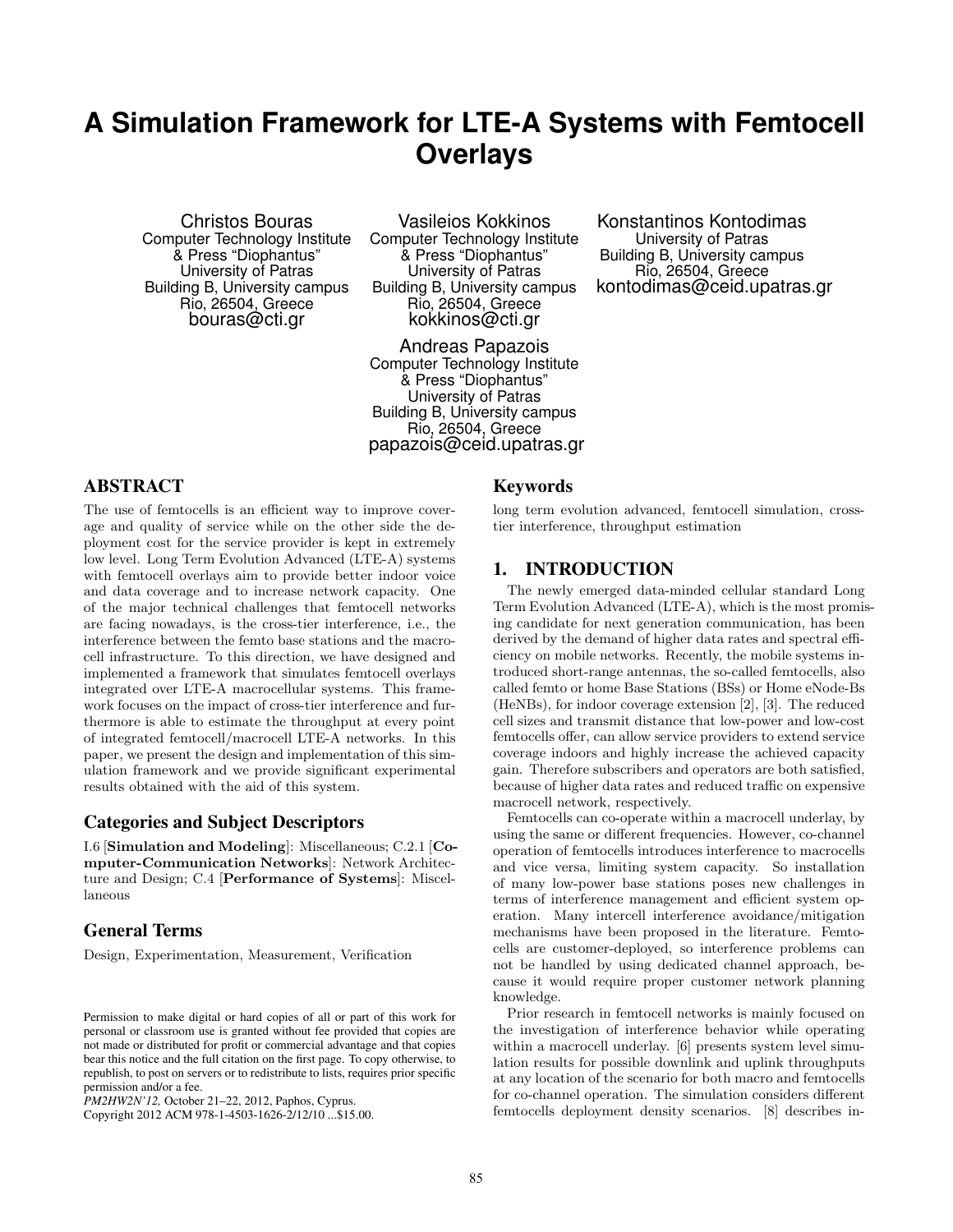# A Simulation Framework for LTE-A Systems with Femtocell Overlays

Christos Bouras
Computer Technology Institute & Press "Diophantus"
University of Patras
Building B, University campus
Rio, 26504, Greece
bouras@cti.gr

Vasileios Kokkinos
Computer Technology Institute & Press "Diophantus"
University of Patras
Building B, University campus
Rio, 26504, Greece
kokkinos@cti.gr

Konstantinos Kontodimas
University of Patras
Building B, University campus
Rio, 26504, Greece
kontodimas@ceid.upatras.gr

Andreas Papazois
Computer Technology Institute & Press "Diophantus"
University of Patras
Building B, University campus
Rio, 26504, Greece
papazois@ceid.upatras.gr

## ABSTRACT

The use of femtocells is an efficient way to improve coverage and quality of service while on the other side the deployment cost for the service provider is kept in extremely low level. Long Term Evolution Advanced (LTE-A) systems with femtocell overlays aim to provide better indoor voice and data coverage and to increase network capacity. One of the major technical challenges that femtocell networks are facing nowadays, is the cross-tier interference, i.e., the interference between the femto base stations and the macrocell infrastructure. To this direction, we have designed and implemented a framework that simulates femtocell overlays integrated over LTE-A macrocellular systems. This framework focuses on the impact of cross-tier interference and furthermore is able to estimate the throughput at every point of integrated femtocell/macrocell LTE-A networks. In this paper, we present the design and implementation of this simulation framework and we provide significant experimental results obtained with the aid of this system.

### Categories and Subject Descriptors

I.6 [**Simulation and Modeling**]: Miscellaneous; C.2.1 [**Computer-Communication Networks**]: Network Architecture and Design; C.4 [**Performance of Systems**]: Miscellaneous

### General Terms

Design, Experimentation, Measurement, Verification

Permission to make digital or hard copies of all or part of this work for personal or classroom use is granted without fee provided that copies are not made or distributed for profit or commercial advantage and that copies bear this notice and the full citation on the first page. To copy otherwise, to republish, to post on servers or to redistribute to lists, requires prior specific permission and/or a fee.
*PM2HW2N'12,* October 21–22, 2012, Paphos, Cyprus.
Copyright 2012 ACM 978-1-4503-1626-2/12/10 ...$15.00.

### Keywords

long term evolution advanced, femtocell simulation, cross-tier interference, throughput estimation

## 1. INTRODUCTION

The newly emerged data-minded cellular standard Long Term Evolution Advanced (LTE-A), which is the most promising candidate for next generation communication, has been derived by the demand of higher data rates and spectral efficiency on mobile networks. Recently, the mobile systems introduced short-range antennas, the so-called femtocells, also called femto or home Base Stations (BSs) or Home eNode-Bs (HeNBs), for indoor coverage extension [2], [3]. The reduced cell sizes and transmit distance that low-power and low-cost femtocells offer, can allow service providers to extend service coverage indoors and highly increase the achieved capacity gain. Therefore subscribers and operators are both satisfied, because of higher data rates and reduced traffic on expensive macrocell network, respectively.

Femtocells can co-operate within a macrocell underlay, by using the same or different frequencies. However, co-channel operation of femtocells introduces interference to macrocells and vice versa, limiting system capacity. So installation of many low-power base stations poses new challenges in terms of interference management and efficient system operation. Many intercell interference avoidance/mitigation mechanisms have been proposed in the literature. Femtocells are customer-deployed, so interference problems can not be handled by using dedicated channel approach, because it would require proper customer network planning knowledge.

Prior research in femtocell networks is mainly focused on the investigation of interference behavior while operating within a macrocell underlay. [6] presents system level simulation results for possible downlink and uplink throughputs at any location of the scenario for both macro and femtocells for co-channel operation. The simulation considers different femtocells deployment density scenarios. [8] describes in-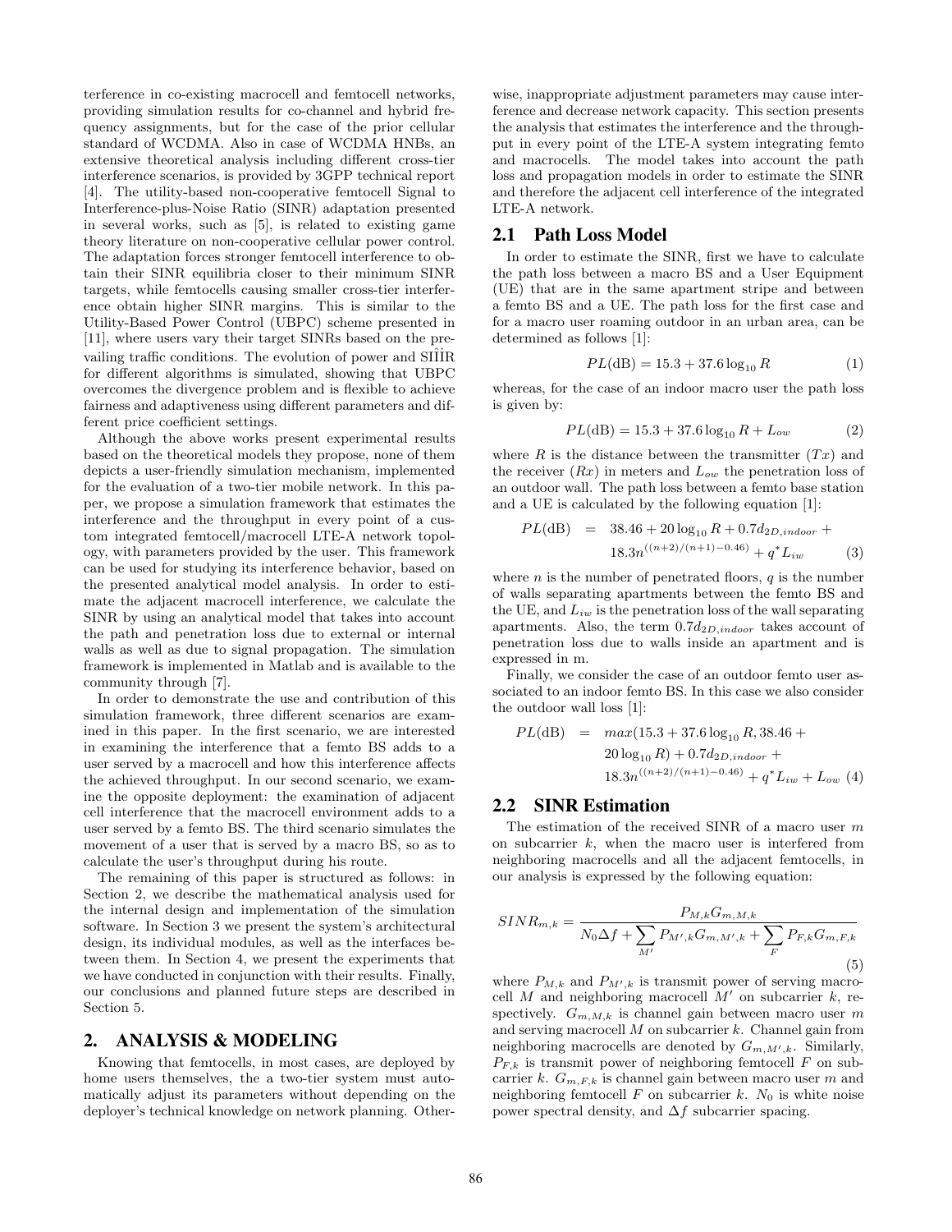terference in co-existing macrocell and femtocell networks, providing simulation results for co-channel and hybrid frequency assignments, but for the case of the prior cellular standard of WCDMA. Also in case of WCDMA HNBs, an extensive theoretical analysis including different cross-tier interference scenarios, is provided by 3GPP technical report [4]. The utility-based non-cooperative femtocell Signal to Interference-plus-Noise Ratio (SINR) adaptation presented in several works, such as [5], is related to existing game theory literature on non-cooperative cellular power control. The adaptation forces stronger femtocell interference to obtain their SINR equilibria closer to their minimum SINR targets, while femtocells causing smaller cross-tier interference obtain higher SINR margins. This is similar to the Utility-Based Power Control (UBPC) scheme presented in [11], where users vary their target SINRs based on the prevailing traffic conditions. The evolution of power and SIÎÎR for different algorithms is simulated, showing that UBPC overcomes the divergence problem and is flexible to achieve fairness and adaptiveness using different parameters and different price coefficient settings.

Although the above works present experimental results based on the theoretical models they propose, none of them depicts a user-friendly simulation mechanism, implemented for the evaluation of a two-tier mobile network. In this paper, we propose a simulation framework that estimates the interference and the throughput in every point of a custom integrated femtocell/macrocell LTE-A network topology, with parameters provided by the user. This framework can be used for studying its interference behavior, based on the presented analytical model analysis. In order to estimate the adjacent macrocell interference, we calculate the SINR by using an analytical model that takes into account the path and penetration loss due to external or internal walls as well as due to signal propagation. The simulation framework is implemented in Matlab and is available to the community through [7].

In order to demonstrate the use and contribution of this simulation framework, three different scenarios are examined in this paper. In the first scenario, we are interested in examining the interference that a femto BS adds to a user served by a macrocell and how this interference affects the achieved throughput. In our second scenario, we examine the opposite deployment: the examination of adjacent cell interference that the macrocell environment adds to a user served by a femto BS. The third scenario simulates the movement of a user that is served by a macro BS, so as to calculate the user's throughput during his route.

The remaining of this paper is structured as follows: in Section 2, we describe the mathematical analysis used for the internal design and implementation of the simulation software. In Section 3 we present the system's architectural design, its individual modules, as well as the interfaces between them. In Section 4, we present the experiments that we have conducted in conjunction with their results. Finally, our conclusions and planned future steps are described in Section 5.

## 2. ANALYSIS & MODELING

Knowing that femtocells, in most cases, are deployed by home users themselves, the a two-tier system must automatically adjust its parameters without depending on the deployer's technical knowledge on network planning. Otherwise, inappropriate adjustment parameters may cause interference and decrease network capacity. This section presents the analysis that estimates the interference and the throughput in every point of the LTE-A system integrating femto and macrocells. The model takes into account the path loss and propagation models in order to estimate the SINR and therefore the adjacent cell interference of the integrated LTE-A network.

### 2.1 Path Loss Model

In order to estimate the SINR, first we have to calculate the path loss between a macro BS and a User Equipment (UE) that are in the same apartment stripe and between a femto BS and a UE. The path loss for the first case and for a macro user roaming outdoor in an urban area, can be determined as follows [1]:

$$PL(\text{dB}) = 15.3 + 37.6 \log_{10} R \tag{1}$$

whereas, for the case of an indoor macro user the path loss is given by:

$$PL(\text{dB}) = 15.3 + 37.6 \log_{10} R + L_{ow} \tag{2}$$

where $R$ is the distance between the transmitter $(Tx)$ and the receiver $(Rx)$ in meters and $L_{ow}$ the penetration loss of an outdoor wall. The path loss between a femto base station and a UE is calculated by the following equation [1]:

$$\begin{aligned} PL(\text{dB}) &= 38.46 + 20 \log_{10} R + 0.7 d_{2D,indoor} + \\ &\quad 18.3 n^{((n+2)/(n+1)-0.46)} + q^{*} L_{iw} \end{aligned} \tag{3}$$

where $n$ is the number of penetrated floors, $q$ is the number of walls separating apartments between the femto BS and the UE, and $L_{iw}$ is the penetration loss of the wall separating apartments. Also, the term $0.7d_{2D,indoor}$ takes account of penetration loss due to walls inside an apartment and is expressed in m.

Finally, we consider the case of an outdoor femto user associated to an indoor femto BS. In this case we also consider the outdoor wall loss [1]:

$$\begin{aligned} PL(\text{dB}) &= max(15.3 + 37.6 \log_{10} R, 38.46 + \\ &\quad 20 \log_{10} R) + 0.7 d_{2D,indoor} + \\ &\quad 18.3 n^{((n+2)/(n+1)-0.46)} + q^{*} L_{iw} + L_{ow} \end{aligned} \tag{4}$$

### 2.2 SINR Estimation

The estimation of the received SINR of a macro user $m$ on subcarrier $k$, when the macro user is interfered from neighboring macrocells and all the adjacent femtocells, in our analysis is expressed by the following equation:

$$SINR_{m,k} = \frac{P_{M,k} G_{m,M,k}}{N_0 \Delta f + \sum_{M'} P_{M',k} G_{m,M',k} + \sum_{F} P_{F,k} G_{m,F,k}} \tag{5}$$

where $P_{M,k}$ and $P_{M',k}$ is transmit power of serving macrocell $M$ and neighboring macrocell $M'$ on subcarrier $k$, respectively. $G_{m,M,k}$ is channel gain between macro user $m$ and serving macrocell $M$ on subcarrier $k$. Channel gain from neighboring macrocells are denoted by $G_{m,M',k}$. Similarly, $P_{F,k}$ is transmit power of neighboring femtocell $F$ on subcarrier $k$. $G_{m,F,k}$ is channel gain between macro user $m$ and neighboring femtocell $F$ on subcarrier $k$. $N_0$ is white noise power spectral density, and $\Delta f$ subcarrier spacing.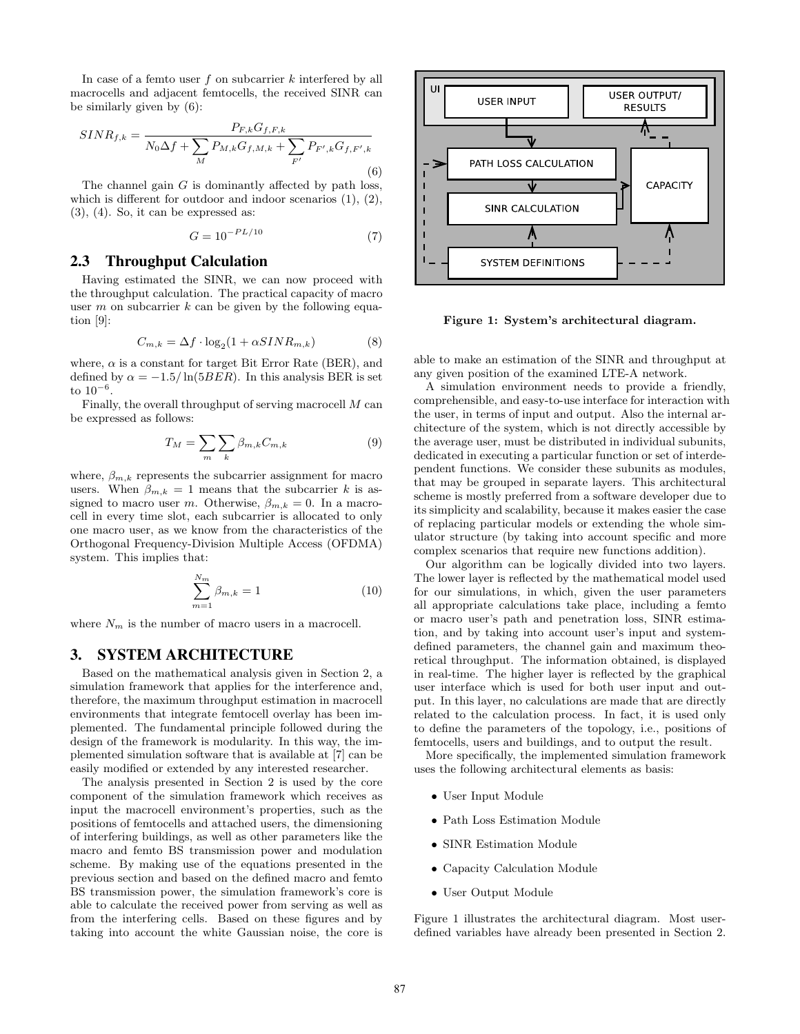In case of a femto user $f$ on subcarrier $k$ interfered by all macrocells and adjacent femtocells, the received SINR can be similarly given by (6):

$$SINR_{f,k} = \frac{P_{F,k}G_{f,F,k}}{N_0\Delta f + \sum_{M} P_{M,k}G_{f,M,k} + \sum_{F'} P_{F',k}G_{f,F',k}} \quad (6)$$

The channel gain $G$ is dominantly affected by path loss, which is different for outdoor and indoor scenarios (1), (2), (3), (4). So, it can be expressed as:

$$G = 10^{-PL/10} \quad (7)$$

## 2.3 Throughput Calculation

Having estimated the SINR, we can now proceed with the throughput calculation. The practical capacity of macro user $m$ on subcarrier $k$ can be given by the following equation [9]:

$$C_{m,k} = \Delta f \cdot \log_2(1 + \alpha SINR_{m,k}) \quad (8)$$

where, $\alpha$ is a constant for target Bit Error Rate (BER), and defined by $\alpha = -1.5/\ln(5BER)$. In this analysis BER is set to $10^{-6}$.

Finally, the overall throughput of serving macrocell $M$ can be expressed as follows:

$$T_M = \sum_{m}\sum_{k} \beta_{m,k} C_{m,k} \quad (9)$$

where, $\beta_{m,k}$ represents the subcarrier assignment for macro users. When $\beta_{m,k} = 1$ means that the subcarrier $k$ is assigned to macro user $m$. Otherwise, $\beta_{m,k} = 0$. In a macrocell in every time slot, each subcarrier is allocated to only one macro user, as we know from the characteristics of the Orthogonal Frequency-Division Multiple Access (OFDMA) system. This implies that:

$$\sum_{m=1}^{N_m} \beta_{m,k} = 1 \quad (10)$$

where $N_m$ is the number of macro users in a macrocell.

# 3. SYSTEM ARCHITECTURE

Based on the mathematical analysis given in Section 2, a simulation framework that applies for the interference and, therefore, the maximum throughput estimation in macrocell environments that integrate femtocell overlay has been implemented. The fundamental principle followed during the design of the framework is modularity. In this way, the implemented simulation software that is available at [7] can be easily modified or extended by any interested researcher.

The analysis presented in Section 2 is used by the core component of the simulation framework which receives as input the macrocell environment's properties, such as the positions of femtocells and attached users, the dimensioning of interfering buildings, as well as other parameters like the macro and femto BS transmission power and modulation scheme. By making use of the equations presented in the previous section and based on the defined macro and femto BS transmission power, the simulation framework's core is able to calculate the received power from serving as well as from the interfering cells. Based on these figures and by taking into account the white Gaussian noise, the core is able to make an estimation of the SINR and throughput at any given position of the examined LTE-A network.

UI

USER INPUT

USER OUTPUT/ RESULTS

PATH LOSS CALCULATION

SINR CALCULATION

CAPACITY

SYSTEM DEFINITIONS

**Figure 1: System's architectural diagram.**

A simulation environment needs to provide a friendly, comprehensible, and easy-to-use interface for interaction with the user, in terms of input and output. Also the internal architecture of the system, which is not directly accessible by the average user, must be distributed in individual subunits, dedicated in executing a particular function or set of interdependent functions. We consider these subunits as modules, that may be grouped in separate layers. This architectural scheme is mostly preferred from a software developer due to its simplicity and scalability, because it makes easier the case of replacing particular models or extending the whole simulator structure (by taking into account specific and more complex scenarios that require new functions addition).

Our algorithm can be logically divided into two layers. The lower layer is reflected by the mathematical model used for our simulations, in which, given the user parameters all appropriate calculations take place, including a femto or macro user's path and penetration loss, SINR estimation, and by taking into account user's input and system-defined parameters, the channel gain and maximum theoretical throughput. The information obtained, is displayed in real-time. The higher layer is reflected by the graphical user interface which is used for both user input and output. In this layer, no calculations are made that are directly related to the calculation process. In fact, it is used only to define the parameters of the topology, i.e., positions of femtocells, users and buildings, and to output the result.

More specifically, the implemented simulation framework uses the following architectural elements as basis:

- User Input Module
- Path Loss Estimation Module
- SINR Estimation Module
- Capacity Calculation Module
- User Output Module

Figure 1 illustrates the architectural diagram. Most user-defined variables have already been presented in Section 2.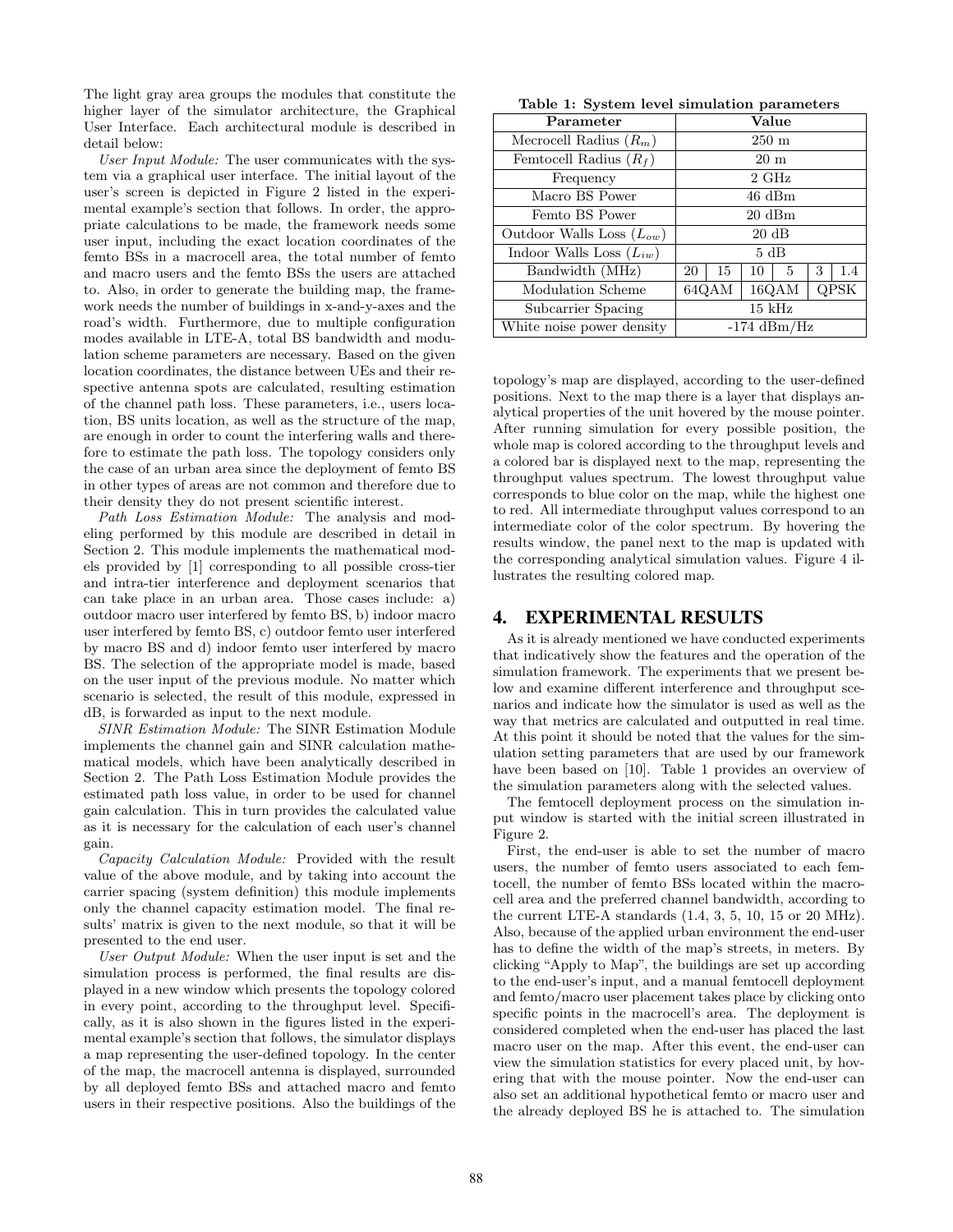The light gray area groups the modules that constitute the higher layer of the simulator architecture, the Graphical User Interface. Each architectural module is described in detail below:

*User Input Module:* The user communicates with the system via a graphical user interface. The initial layout of the user's screen is depicted in Figure 2 listed in the experimental example's section that follows. In order, the appropriate calculations to be made, the framework needs some user input, including the exact location coordinates of the femto BSs in a macrocell area, the total number of femto and macro users and the femto BSs the users are attached to. Also, in order to generate the building map, the framework needs the number of buildings in x-and-y-axes and the road's width. Furthermore, due to multiple configuration modes available in LTE-A, total BS bandwidth and modulation scheme parameters are necessary. Based on the given location coordinates, the distance between UEs and their respective antenna spots are calculated, resulting estimation of the channel path loss. These parameters, i.e., users location, BS units location, as well as the structure of the map, are enough in order to count the interfering walls and therefore to estimate the path loss. The topology considers only the case of an urban area since the deployment of femto BS in other types of areas are not common and therefore due to their density they do not present scientific interest.

*Path Loss Estimation Module:* The analysis and modeling performed by this module are described in detail in Section 2. This module implements the mathematical models provided by [1] corresponding to all possible cross-tier and intra-tier interference and deployment scenarios that can take place in an urban area. Those cases include: a) outdoor macro user interfered by femto BS, b) indoor macro user interfered by femto BS, c) outdoor femto user interfered by macro BS and d) indoor femto user interfered by macro BS. The selection of the appropriate model is made, based on the user input of the previous module. No matter which scenario is selected, the result of this module, expressed in dB, is forwarded as input to the next module.

*SINR Estimation Module:* The SINR Estimation Module implements the channel gain and SINR calculation mathematical models, which have been analytically described in Section 2. The Path Loss Estimation Module provides the estimated path loss value, in order to be used for channel gain calculation. This in turn provides the calculated value as it is necessary for the calculation of each user's channel gain.

*Capacity Calculation Module:* Provided with the result value of the above module, and by taking into account the carrier spacing (system definition) this module implements only the channel capacity estimation model. The final results' matrix is given to the next module, so that it will be presented to the end user.

*User Output Module:* When the user input is set and the simulation process is performed, the final results are displayed in a new window which presents the topology colored in every point, according to the throughput level. Specifically, as it is also shown in the figures listed in the experimental example's section that follows, the simulator displays a map representing the user-defined topology. In the center of the map, the macrocell antenna is displayed, surrounded by all deployed femto BSs and attached macro and femto users in their respective positions. Also the buildings of the topology's map are displayed, according to the user-defined positions. Next to the map there is a layer that displays analytical properties of the unit hovered by the mouse pointer. After running simulation for every possible position, the whole map is colored according to the throughput levels and a colored bar is displayed next to the map, representing the throughput values spectrum. The lowest throughput value corresponds to blue color on the map, while the highest one to red. All intermediate throughput values correspond to an intermediate color of the color spectrum. By hovering the results window, the panel next to the map is updated with the corresponding analytical simulation values. Figure 4 illustrates the resulting colored map.

**Table 1: System level simulation parameters**

| Parameter | Value | | | | | |
|---|---|---|---|---|---|---|
| Mecrocell Radius ($R_m$) | 250 m | | | | | |
| Femtocell Radius ($R_f$) | 20 m | | | | | |
| Frequency | 2 GHz | | | | | |
| Macro BS Power | 46 dBm | | | | | |
| Femto BS Power | 20 dBm | | | | | |
| Outdoor Walls Loss ($L_{ow}$) | 20 dB | | | | | |
| Indoor Walls Loss ($L_{iw}$) | 5 dB | | | | | |
| Bandwidth (MHz) | 20 | 15 | 10 | 5 | 3 | 1.4 |
| Modulation Scheme | 64QAM | | 16QAM | | QPSK | |
| Subcarrier Spacing | 15 kHz | | | | | |
| White noise power density | -174 dBm/Hz | | | | | |

## 4. EXPERIMENTAL RESULTS

As it is already mentioned we have conducted experiments that indicatively show the features and the operation of the simulation framework. The experiments that we present below and examine different interference and throughput scenarios and indicate how the simulator is used as well as the way that metrics are calculated and outputted in real time. At this point it should be noted that the values for the simulation setting parameters that are used by our framework have been based on [10]. Table 1 provides an overview of the simulation parameters along with the selected values.

The femtocell deployment process on the simulation input window is started with the initial screen illustrated in Figure 2.

First, the end-user is able to set the number of macro users, the number of femto users associated to each femtocell, the number of femto BSs located within the macrocell area and the preferred channel bandwidth, according to the current LTE-A standards (1.4, 3, 5, 10, 15 or 20 MHz). Also, because of the applied urban environment the end-user has to define the width of the map's streets, in meters. By clicking "Apply to Map", the buildings are set up according to the end-user's input, and a manual femtocell deployment and femto/macro user placement takes place by clicking onto specific points in the macrocell's area. The deployment is considered completed when the end-user has placed the last macro user on the map. After this event, the end-user can view the simulation statistics for every placed unit, by hovering that with the mouse pointer. Now the end-user can also set an additional hypothetical femto or macro user and the already deployed BS he is attached to. The simulation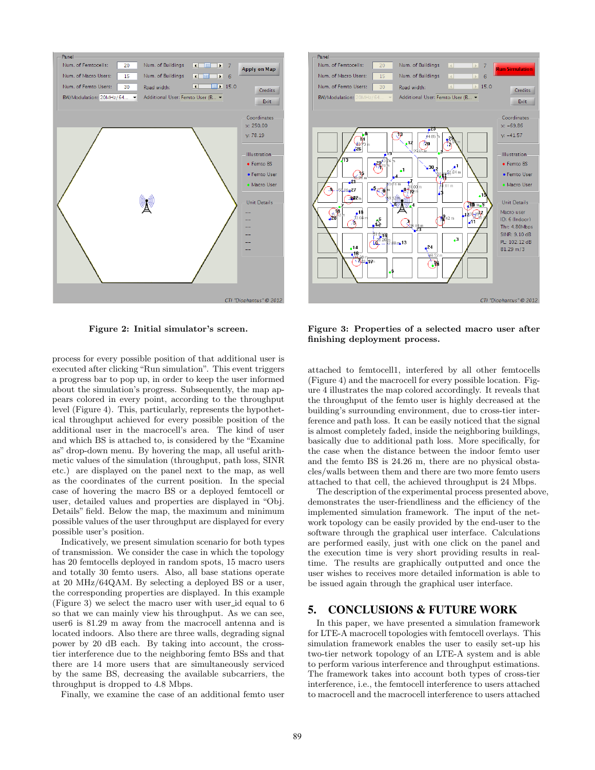Figure 2: Initial simulator's screen.

Figure 3: Properties of a selected macro user after finishing deployment process.

process for every possible position of that additional user is executed after clicking "Run simulation". This event triggers a progress bar to pop up, in order to keep the user informed about the simulation's progress. Subsequently, the map appears colored in every point, according to the throughput level (Figure 4). This, particularly, represents the hypothetical throughput achieved for every possible position of the additional user in the macrocell's area. The kind of user and which BS is attached to, is considered by the "Examine as" drop-down menu. By hovering the map, all useful arithmetic values of the simulation (throughput, path loss, SINR etc.) are displayed on the panel next to the map, as well as the coordinates of the current position. In the special case of hovering the macro BS or a deployed femtocell or user, detailed values and properties are displayed in "Obj. Details" field. Below the map, the maximum and minimum possible values of the user throughput are displayed for every possible user's position.

Indicatively, we present simulation scenario for both types of transmission. We consider the case in which the topology has 20 femtocells deployed in random spots, 15 macro users and totally 30 femto users. Also, all base stations operate at 20 MHz/64QAM. By selecting a deployed BS or a user, the corresponding properties are displayed. In this example (Figure 3) we select the macro user with user_id equal to 6 so that we can mainly view his throughput. As we can see, user6 is 81.29 m away from the macrocell antenna and is located indoors. Also there are three walls, degrading signal power by 20 dB each. By taking into account, the cross-tier interference due to the neighboring femto BSs and that there are 14 more users that are simultaneously serviced by the same BS, decreasing the available subcarriers, the throughput is dropped to 4.8 Mbps.

Finally, we examine the case of an additional femto user attached to femtocell1, interfered by all other femtocells (Figure 4) and the macrocell for every possible location. Figure 4 illustrates the map colored accordingly. It reveals that the throughput of the femto user is highly decreased at the building's surrounding environment, due to cross-tier interference and path loss. It can be easily noticed that the signal is almost completely faded, inside the neighboring buildings, basically due to additional path loss. More specifically, for the case when the distance between the indoor femto user and the femto BS is 24.26 m, there are no physical obstacles/walls between them and there are two more femto users attached to that cell, the achieved throughput is 24 Mbps.

The description of the experimental process presented above, demonstrates the user-friendliness and the efficiency of the implemented simulation framework. The input of the network topology can be easily provided by the end-user to the software through the graphical user interface. Calculations are performed easily, just with one click on the panel and the execution time is very short providing results in real-time. The results are graphically outputted and once the user wishes to receives more detailed information is able to be issued again through the graphical user interface.

## 5. CONCLUSIONS & FUTURE WORK

In this paper, we have presented a simulation framework for LTE-A macrocell topologies with femtocell overlays. This simulation framework enables the user to easily set-up his two-tier network topology of an LTE-A system and is able to perform various interference and throughput estimations. The framework takes into account both types of cross-tier interference, i.e., the femtocell interference to users attached to macrocell and the macrocell interference to users attached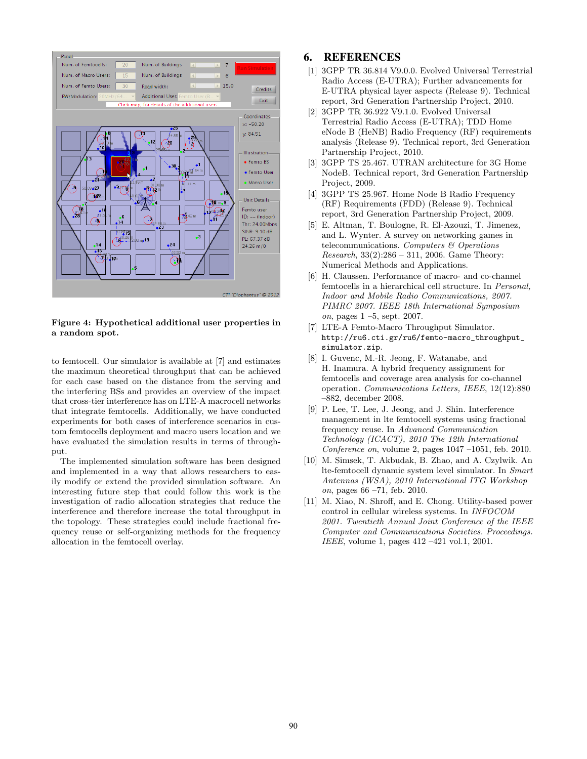Figure 4: **Hypothetical additional user properties in a random spot.**

to femtocell. Our simulator is available at [7] and estimates the maximum theoretical throughput that can be achieved for each case based on the distance from the serving and the interfering BSs and provides an overview of the impact that cross-tier interference has on LTE-A macrocell networks that integrate femtocells. Additionally, we have conducted experiments for both cases of interference scenarios in custom femtocells deployment and macro users location and we have evaluated the simulation results in terms of throughput.

The implemented simulation software has been designed and implemented in a way that allows researchers to easily modify or extend the provided simulation software. An interesting future step that could follow this work is the investigation of radio allocation strategies that reduce the interference and therefore increase the total throughput in the topology. These strategies could include fractional frequency reuse or self-organizing methods for the frequency allocation in the femtocell overlay.

# 6. REFERENCES

[1] 3GPP TR 36.814 V9.0.0. Evolved Universal Terrestrial Radio Access (E-UTRA); Further advancements for E-UTRA physical layer aspects (Release 9). Technical report, 3rd Generation Partnership Project, 2010.

[2] 3GPP TR 36.922 V9.1.0. Evolved Universal Terrestrial Radio Access (E-UTRA); TDD Home eNode B (HeNB) Radio Frequency (RF) requirements analysis (Release 9). Technical report, 3rd Generation Partnership Project, 2010.

[3] 3GPP TS 25.467. UTRAN architecture for 3G Home NodeB. Technical report, 3rd Generation Partnership Project, 2009.

[4] 3GPP TS 25.967. Home Node B Radio Frequency (RF) Requirements (FDD) (Release 9). Technical report, 3rd Generation Partnership Project, 2009.

[5] E. Altman, T. Boulogne, R. El-Azouzi, T. Jimenez, and L. Wynter. A survey on networking games in telecommunications. *Computers & Operations Research*, 33(2):286 – 311, 2006. Game Theory: Numerical Methods and Applications.

[6] H. Claussen. Performance of macro- and co-channel femtocells in a hierarchical cell structure. In *Personal, Indoor and Mobile Radio Communications, 2007. PIMRC 2007. IEEE 18th International Symposium on*, pages 1 –5, sept. 2007.

[7] LTE-A Femto-Macro Throughput Simulator. `http://ru6.cti.gr/ru6/femto-macro_throughput_simulator.zip`.

[8] I. Guvenc, M.-R. Jeong, F. Watanabe, and H. Inamura. A hybrid frequency assignment for femtocells and coverage area analysis for co-channel operation. *Communications Letters, IEEE*, 12(12):880 –882, december 2008.

[9] P. Lee, T. Lee, J. Jeong, and J. Shin. Interference management in lte femtocell systems using fractional frequency reuse. In *Advanced Communication Technology (ICACT), 2010 The 12th International Conference on*, volume 2, pages 1047 –1051, feb. 2010.

[10] M. Simsek, T. Akbudak, B. Zhao, and A. Czylwik. An lte-femtocell dynamic system level simulator. In *Smart Antennas (WSA), 2010 International ITG Workshop on*, pages 66 –71, feb. 2010.

[11] M. Xiao, N. Shroff, and E. Chong. Utility-based power control in cellular wireless systems. In *INFOCOM 2001. Twentieth Annual Joint Conference of the IEEE Computer and Communications Societies. Proceedings. IEEE*, volume 1, pages 412 –421 vol.1, 2001.